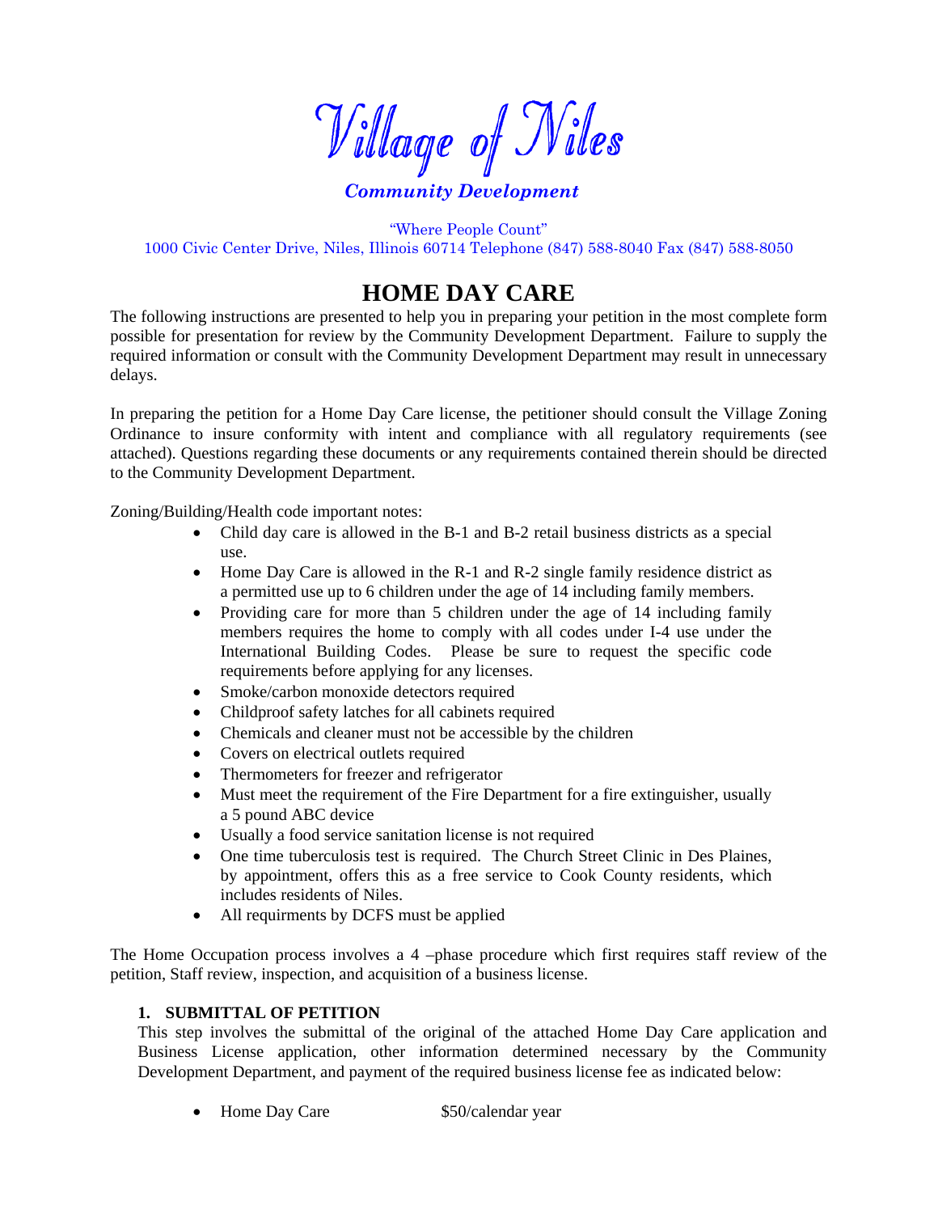# Village of Niles

***Community Development***

"Where People Count"
1000 Civic Center Drive, Niles, Illinois 60714 Telephone (847) 588-8040 Fax (847) 588-8050

## HOME DAY CARE

The following instructions are presented to help you in preparing your petition in the most complete form possible for presentation for review by the Community Development Department. Failure to supply the required information or consult with the Community Development Department may result in unnecessary delays.

In preparing the petition for a Home Day Care license, the petitioner should consult the Village Zoning Ordinance to insure conformity with intent and compliance with all regulatory requirements (see attached). Questions regarding these documents or any requirements contained therein should be directed to the Community Development Department.

Zoning/Building/Health code important notes:

- Child day care is allowed in the B-1 and B-2 retail business districts as a special use.
- Home Day Care is allowed in the R-1 and R-2 single family residence district as a permitted use up to 6 children under the age of 14 including family members.
- Providing care for more than 5 children under the age of 14 including family members requires the home to comply with all codes under I-4 use under the International Building Codes. Please be sure to request the specific code requirements before applying for any licenses.
- Smoke/carbon monoxide detectors required
- Childproof safety latches for all cabinets required
- Chemicals and cleaner must not be accessible by the children
- Covers on electrical outlets required
- Thermometers for freezer and refrigerator
- Must meet the requirement of the Fire Department for a fire extinguisher, usually a 5 pound ABC device
- Usually a food service sanitation license is not required
- One time tuberculosis test is required. The Church Street Clinic in Des Plaines, by appointment, offers this as a free service to Cook County residents, which includes residents of Niles.
- All requirments by DCFS must be applied

The Home Occupation process involves a 4 –phase procedure which first requires staff review of the petition, Staff review, inspection, and acquisition of a business license.

**1. SUBMITTAL OF PETITION**

This step involves the submittal of the original of the attached Home Day Care application and Business License application, other information determined necessary by the Community Development Department, and payment of the required business license fee as indicated below:

- Home Day Care $50/calendar year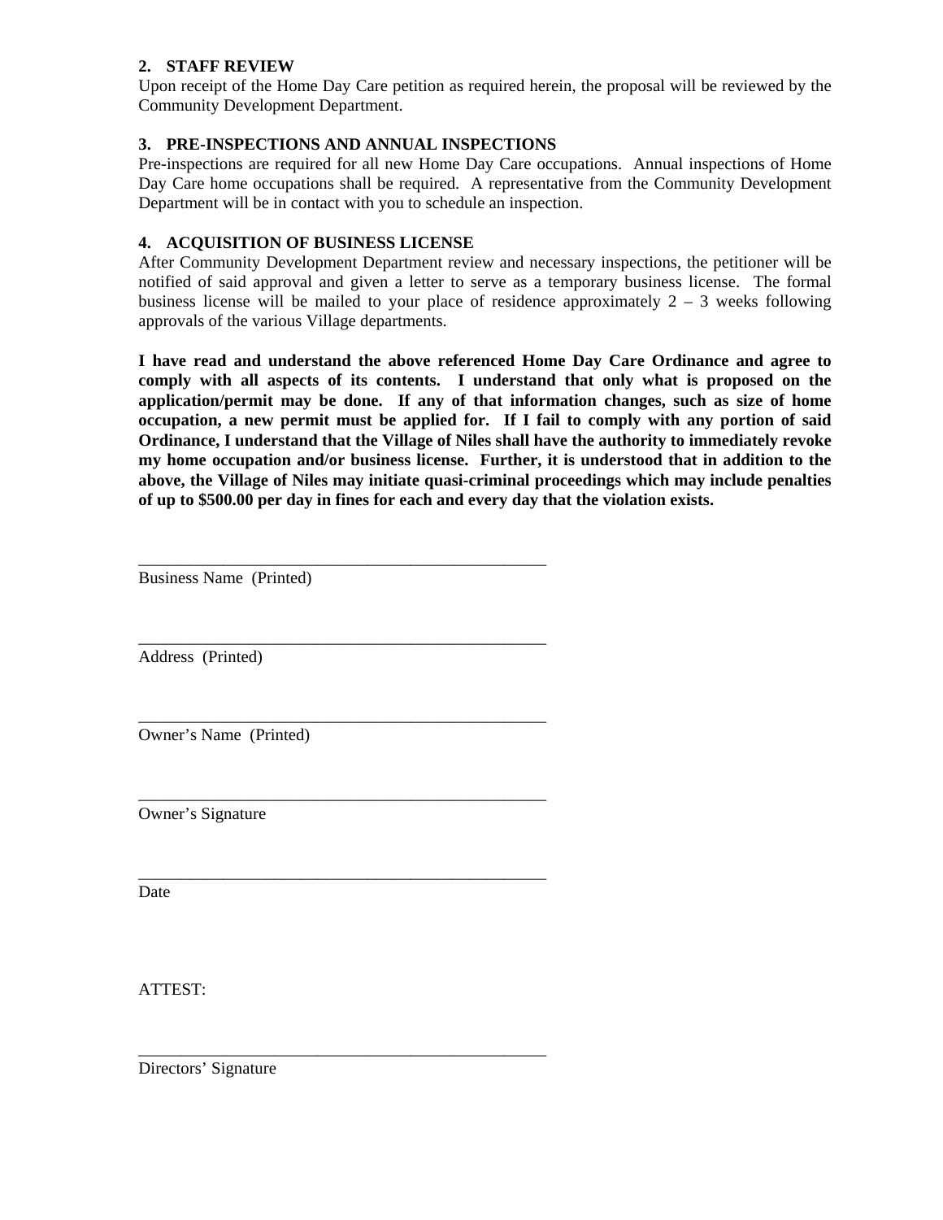## 2. STAFF REVIEW

Upon receipt of the Home Day Care petition as required herein, the proposal will be reviewed by the Community Development Department.

## 3. PRE-INSPECTIONS AND ANNUAL INSPECTIONS

Pre-inspections are required for all new Home Day Care occupations. Annual inspections of Home Day Care home occupations shall be required. A representative from the Community Development Department will be in contact with you to schedule an inspection.

## 4. ACQUISITION OF BUSINESS LICENSE

After Community Development Department review and necessary inspections, the petitioner will be notified of said approval and given a letter to serve as a temporary business license. The formal business license will be mailed to your place of residence approximately 2 – 3 weeks following approvals of the various Village departments.

**I have read and understand the above referenced Home Day Care Ordinance and agree to comply with all aspects of its contents. I understand that only what is proposed on the application/permit may be done. If any of that information changes, such as size of home occupation, a new permit must be applied for. If I fail to comply with any portion of said Ordinance, I understand that the Village of Niles shall have the authority to immediately revoke my home occupation and/or business license. Further, it is understood that in addition to the above, the Village of Niles may initiate quasi-criminal proceedings which may include penalties of up to $500.00 per day in fines for each and every day that the violation exists.**

\_\_\_\_\_\_\_\_\_\_\_\_\_\_\_\_\_\_\_\_\_\_\_\_\_\_\_\_\_\_\_\_\_\_\_\_\_\_\_\_\_\_\_\_\_\_\_\_
Business Name (Printed)

\_\_\_\_\_\_\_\_\_\_\_\_\_\_\_\_\_\_\_\_\_\_\_\_\_\_\_\_\_\_\_\_\_\_\_\_\_\_\_\_\_\_\_\_\_\_\_\_
Address (Printed)

\_\_\_\_\_\_\_\_\_\_\_\_\_\_\_\_\_\_\_\_\_\_\_\_\_\_\_\_\_\_\_\_\_\_\_\_\_\_\_\_\_\_\_\_\_\_\_\_
Owner's Name (Printed)

\_\_\_\_\_\_\_\_\_\_\_\_\_\_\_\_\_\_\_\_\_\_\_\_\_\_\_\_\_\_\_\_\_\_\_\_\_\_\_\_\_\_\_\_\_\_\_\_
Owner's Signature

\_\_\_\_\_\_\_\_\_\_\_\_\_\_\_\_\_\_\_\_\_\_\_\_\_\_\_\_\_\_\_\_\_\_\_\_\_\_\_\_\_\_\_\_\_\_\_\_
Date

ATTEST:

\_\_\_\_\_\_\_\_\_\_\_\_\_\_\_\_\_\_\_\_\_\_\_\_\_\_\_\_\_\_\_\_\_\_\_\_\_\_\_\_\_\_\_\_\_\_\_\_
Directors' Signature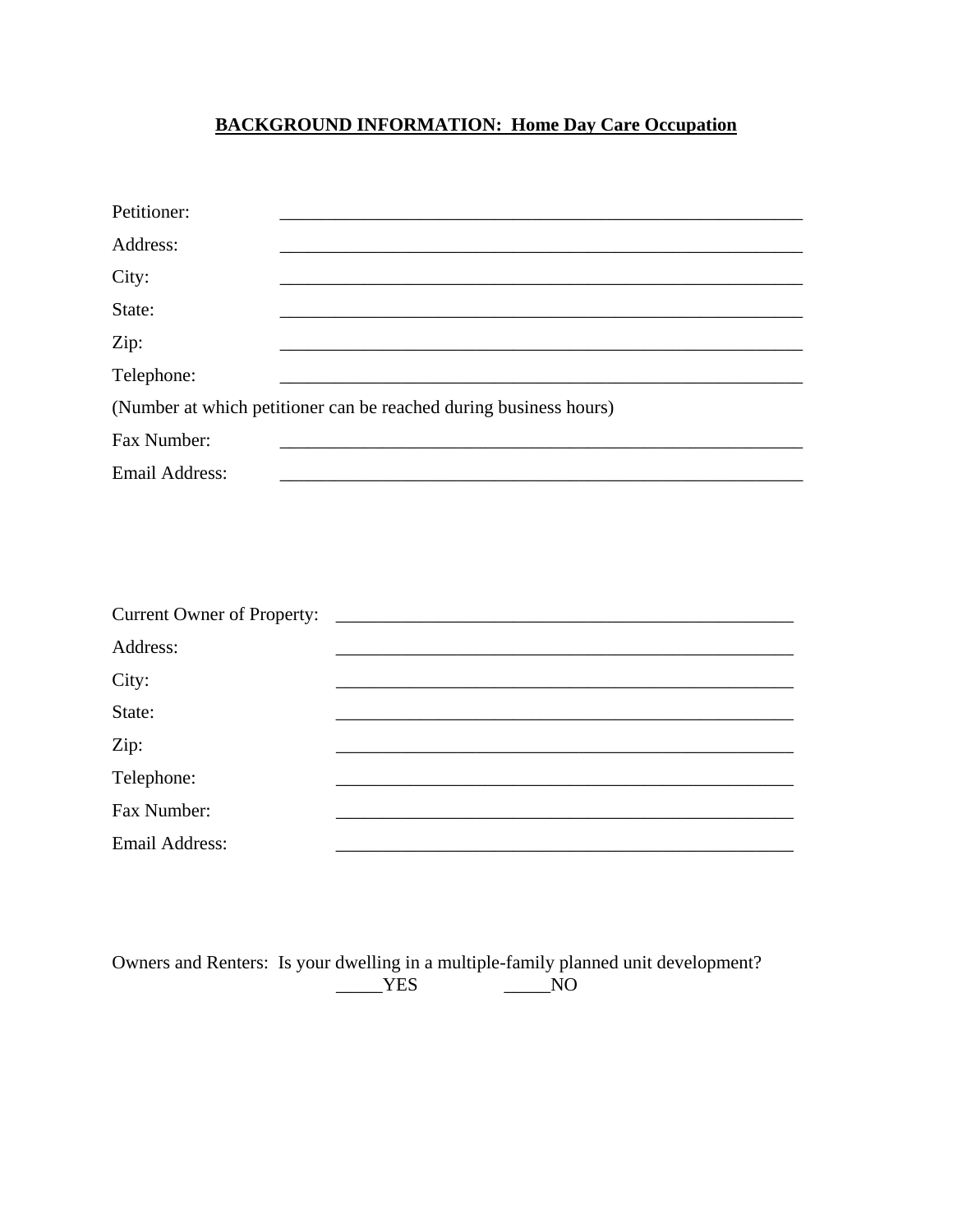**BACKGROUND INFORMATION: Home Day Care Occupation**

Petitioner: ___________________________________________________________

Address: ___________________________________________________________

City: ___________________________________________________________

State: ___________________________________________________________

Zip: ___________________________________________________________

Telephone: ___________________________________________________________

(Number at which petitioner can be reached during business hours)

Fax Number: ___________________________________________________________

Email Address: ___________________________________________________________

Current Owner of Property: ___________________________________________________

Address: ___________________________________________________

City: ___________________________________________________

State: ___________________________________________________

Zip: ___________________________________________________

Telephone: ___________________________________________________

Fax Number: ___________________________________________________

Email Address: ___________________________________________________

Owners and Renters: Is your dwelling in a multiple-family planned unit development?

_____YES _____NO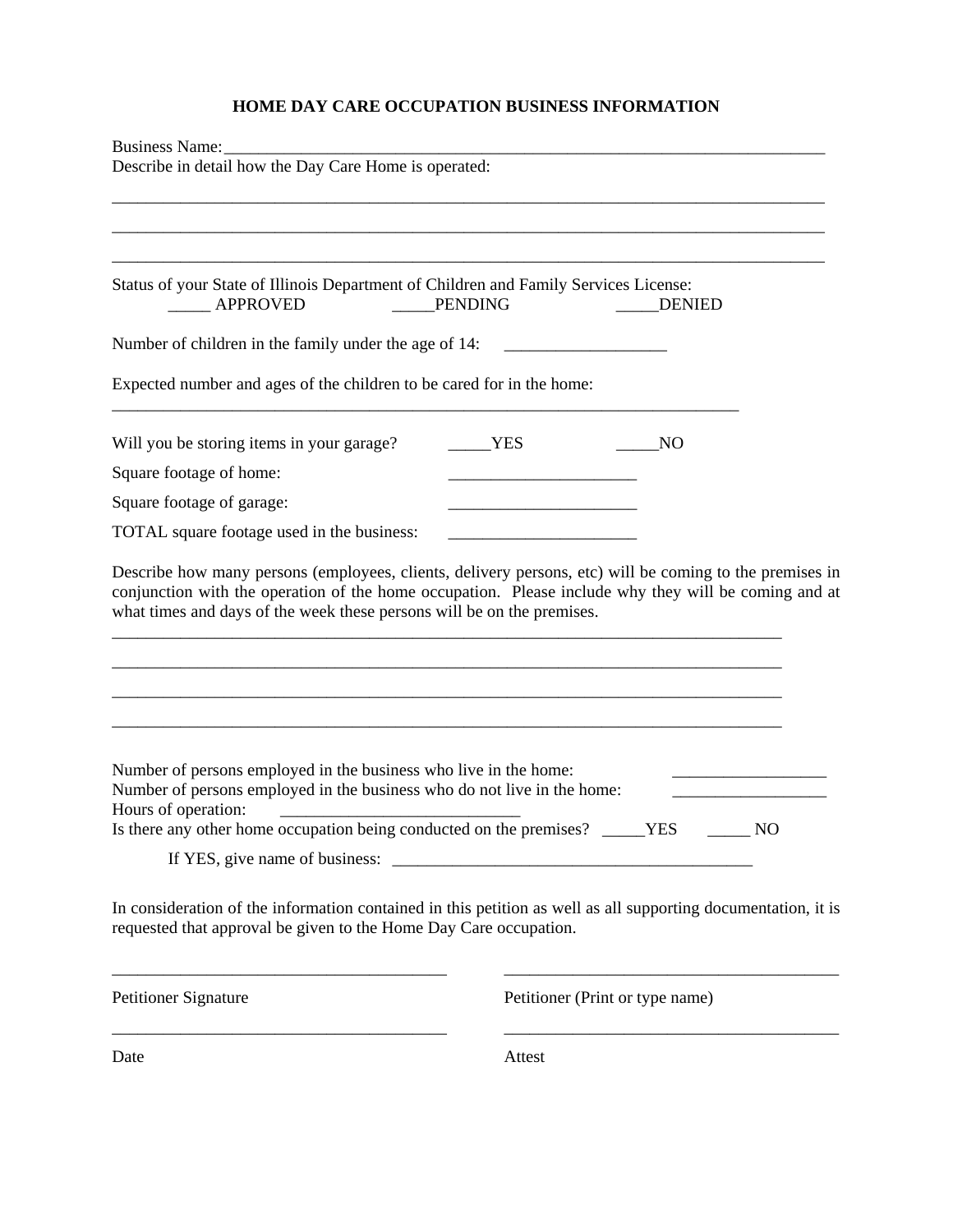# HOME DAY CARE OCCUPATION BUSINESS INFORMATION

Business Name:_______________________________________________________________________

Describe in detail how the Day Care Home is operated:

_______________________________________________________________________________

_______________________________________________________________________________

_______________________________________________________________________________

Status of your State of Illinois Department of Children and Family Services License:

_____ APPROVED _____PENDING _____DENIED

Number of children in the family under the age of 14: ___________________

Expected number and ages of the children to be cared for in the home:

_________________________________________________________________________

Will you be storing items in your garage? _____YES _____NO

Square footage of home: ______________________

Square footage of garage: ______________________

TOTAL square footage used in the business: ______________________

Describe how many persons (employees, clients, delivery persons, etc) will be coming to the premises in conjunction with the operation of the home occupation. Please include why they will be coming and at what times and days of the week these persons will be on the premises.

_______________________________________________________________________________

_______________________________________________________________________________

_______________________________________________________________________________

_______________________________________________________________________________

Number of persons employed in the business who live in the home: __________________

Number of persons employed in the business who do not live in the home: __________________

Hours of operation: ____________________________

Is there any other home occupation being conducted on the premises? _____YES _____ NO

If YES, give name of business: ___________________________________________

In consideration of the information contained in this petition as well as all supporting documentation, it is requested that approval be given to the Home Day Care occupation.

_______________________________________ _______________________________________

Petitioner Signature Petitioner (Print or type name)

_______________________________________ _______________________________________

Date Attest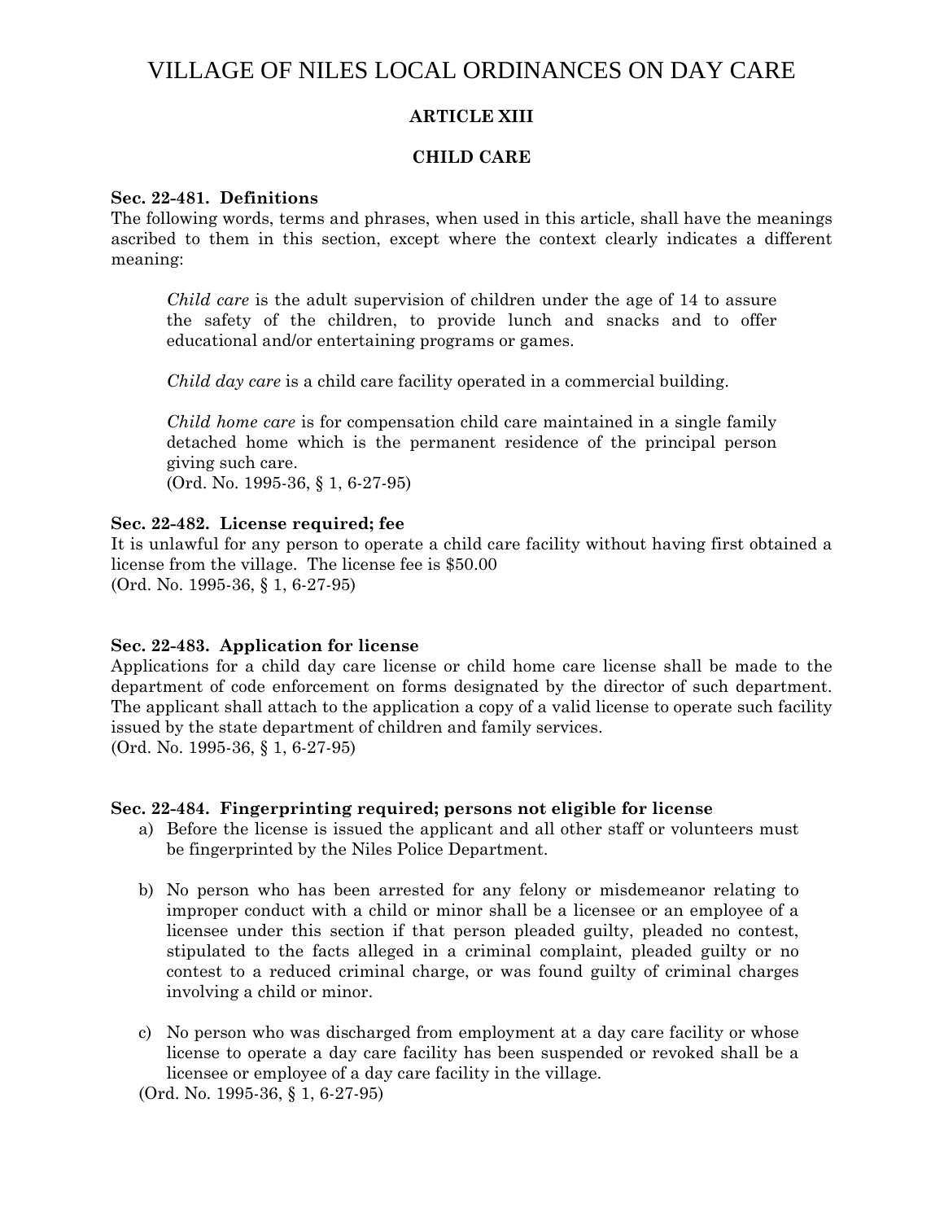# VILLAGE OF NILES LOCAL ORDINANCES ON DAY CARE

## ARTICLE XIII

## CHILD CARE

**Sec. 22-481. Definitions**

The following words, terms and phrases, when used in this article, shall have the meanings ascribed to them in this section, except where the context clearly indicates a different meaning:

> *Child care* is the adult supervision of children under the age of 14 to assure the safety of the children, to provide lunch and snacks and to offer educational and/or entertaining programs or games.
>
> *Child day care* is a child care facility operated in a commercial building.
>
> *Child home care* is for compensation child care maintained in a single family detached home which is the permanent residence of the principal person giving such care.
>
> (Ord. No. 1995-36, § 1, 6-27-95)

**Sec. 22-482. License required; fee**

It is unlawful for any person to operate a child care facility without having first obtained a license from the village. The license fee is $50.00
(Ord. No. 1995-36, § 1, 6-27-95)

**Sec. 22-483. Application for license**

Applications for a child day care license or child home care license shall be made to the department of code enforcement on forms designated by the director of such department. The applicant shall attach to the application a copy of a valid license to operate such facility issued by the state department of children and family services.
(Ord. No. 1995-36, § 1, 6-27-95)

**Sec. 22-484. Fingerprinting required; persons not eligible for license**

a) Before the license is issued the applicant and all other staff or volunteers must be fingerprinted by the Niles Police Department.

b) No person who has been arrested for any felony or misdemeanor relating to improper conduct with a child or minor shall be a licensee or an employee of a licensee under this section if that person pleaded guilty, pleaded no contest, stipulated to the facts alleged in a criminal complaint, pleaded guilty or no contest to a reduced criminal charge, or was found guilty of criminal charges involving a child or minor.

c) No person who was discharged from employment at a day care facility or whose license to operate a day care facility has been suspended or revoked shall be a licensee or employee of a day care facility in the village.

(Ord. No. 1995-36, § 1, 6-27-95)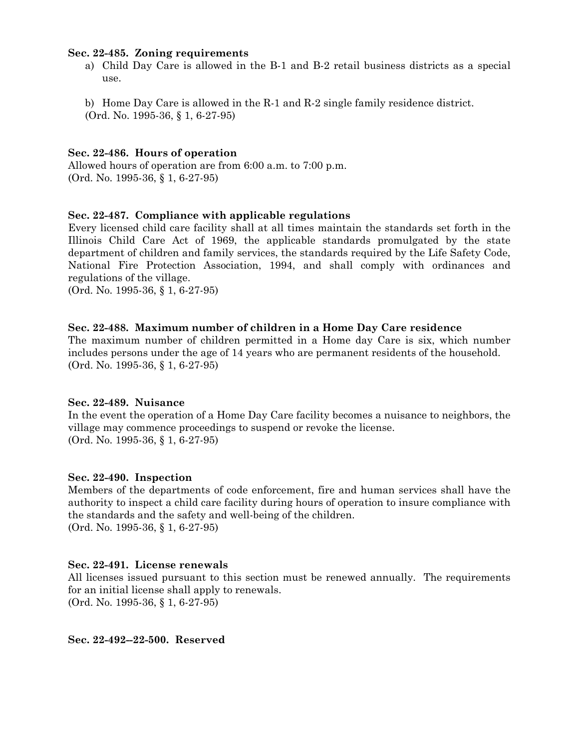**Sec. 22-485. Zoning requirements**

a) Child Day Care is allowed in the B-1 and B-2 retail business districts as a special use.

b) Home Day Care is allowed in the R-1 and R-2 single family residence district.

(Ord. No. 1995-36, § 1, 6-27-95)

**Sec. 22-486. Hours of operation**

Allowed hours of operation are from 6:00 a.m. to 7:00 p.m.

(Ord. No. 1995-36, § 1, 6-27-95)

**Sec. 22-487. Compliance with applicable regulations**

Every licensed child care facility shall at all times maintain the standards set forth in the Illinois Child Care Act of 1969, the applicable standards promulgated by the state department of children and family services, the standards required by the Life Safety Code, National Fire Protection Association, 1994, and shall comply with ordinances and regulations of the village.

(Ord. No. 1995-36, § 1, 6-27-95)

**Sec. 22-488. Maximum number of children in a Home Day Care residence**

The maximum number of children permitted in a Home day Care is six, which number includes persons under the age of 14 years who are permanent residents of the household.

(Ord. No. 1995-36, § 1, 6-27-95)

**Sec. 22-489. Nuisance**

In the event the operation of a Home Day Care facility becomes a nuisance to neighbors, the village may commence proceedings to suspend or revoke the license.

(Ord. No. 1995-36, § 1, 6-27-95)

**Sec. 22-490. Inspection**

Members of the departments of code enforcement, fire and human services shall have the authority to inspect a child care facility during hours of operation to insure compliance with the standards and the safety and well-being of the children.

(Ord. No. 1995-36, § 1, 6-27-95)

**Sec. 22-491. License renewals**

All licenses issued pursuant to this section must be renewed annually. The requirements for an initial license shall apply to renewals.

(Ord. No. 1995-36, § 1, 6-27-95)

**Sec. 22-492--22-500. Reserved**